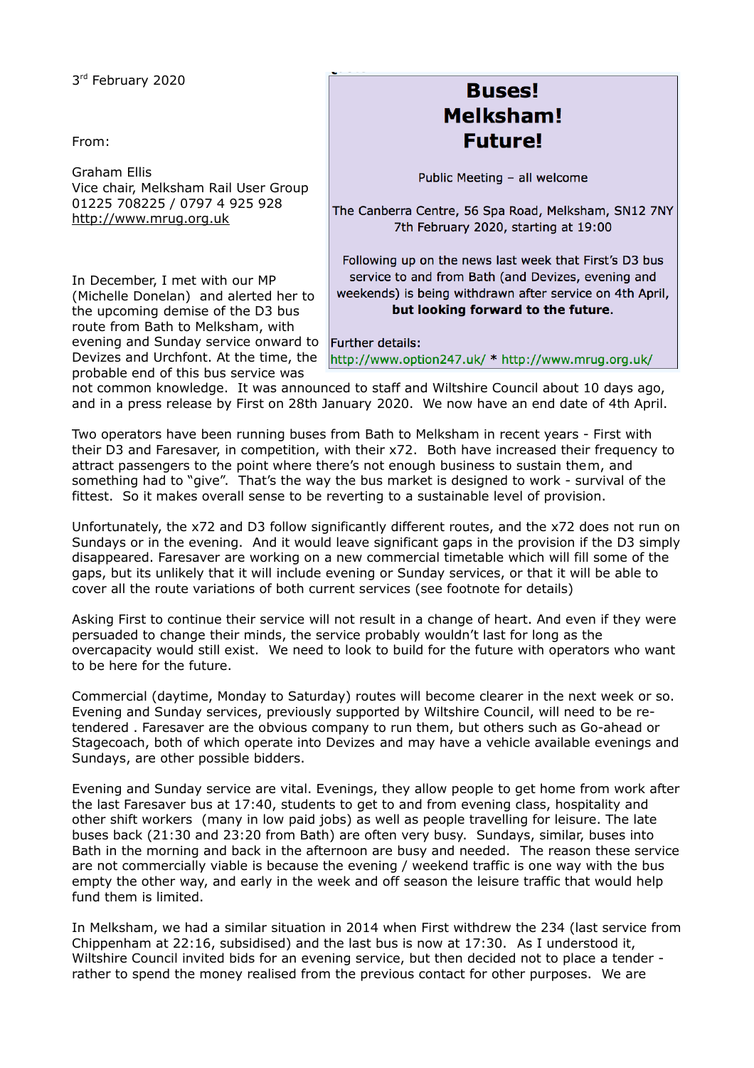3rd February 2020

From:

Graham Ellis
Vice chair, Melksham Rail User Group
01225 708225 / 0797 4 925 928
http://www.mrug.org.uk

**Buses!**
**Melksham!**
**Future!**

Public Meeting – all welcome

The Canberra Centre, 56 Spa Road, Melksham, SN12 7NY
7th February 2020, starting at 19:00

Following up on the news last week that First's D3 bus service to and from Bath (and Devizes, evening and weekends) is being withdrawn after service on 4th April, **but looking forward to the future**.

Further details:
http://www.option247.uk/ * http://www.mrug.org.uk/

In December, I met with our MP (Michelle Donelan) and alerted her to the upcoming demise of the D3 bus route from Bath to Melksham, with evening and Sunday service onward to Devizes and Urchfont. At the time, the probable end of this bus service was not common knowledge. It was announced to staff and Wiltshire Council about 10 days ago, and in a press release by First on 28th January 2020. We now have an end date of 4th April.

Two operators have been running buses from Bath to Melksham in recent years - First with their D3 and Faresaver, in competition, with their x72. Both have increased their frequency to attract passengers to the point where there's not enough business to sustain them, and something had to "give". That's the way the bus market is designed to work - survival of the fittest. So it makes overall sense to be reverting to a sustainable level of provision.

Unfortunately, the x72 and D3 follow significantly different routes, and the x72 does not run on Sundays or in the evening. And it would leave significant gaps in the provision if the D3 simply disappeared. Faresaver are working on a new commercial timetable which will fill some of the gaps, but its unlikely that it will include evening or Sunday services, or that it will be able to cover all the route variations of both current services (see footnote for details)

Asking First to continue their service will not result in a change of heart. And even if they were persuaded to change their minds, the service probably wouldn't last for long as the overcapacity would still exist. We need to look to build for the future with operators who want to be here for the future.

Commercial (daytime, Monday to Saturday) routes will become clearer in the next week or so. Evening and Sunday services, previously supported by Wiltshire Council, will need to be re-tendered . Faresaver are the obvious company to run them, but others such as Go-ahead or Stagecoach, both of which operate into Devizes and may have a vehicle available evenings and Sundays, are other possible bidders.

Evening and Sunday service are vital. Evenings, they allow people to get home from work after the last Faresaver bus at 17:40, students to get to and from evening class, hospitality and other shift workers (many in low paid jobs) as well as people travelling for leisure. The late buses back (21:30 and 23:20 from Bath) are often very busy. Sundays, similar, buses into Bath in the morning and back in the afternoon are busy and needed. The reason these service are not commercially viable is because the evening / weekend traffic is one way with the bus empty the other way, and early in the week and off season the leisure traffic that would help fund them is limited.

In Melksham, we had a similar situation in 2014 when First withdrew the 234 (last service from Chippenham at 22:16, subsidised) and the last bus is now at 17:30. As I understood it, Wiltshire Council invited bids for an evening service, but then decided not to place a tender - rather to spend the money realised from the previous contact for other purposes. We are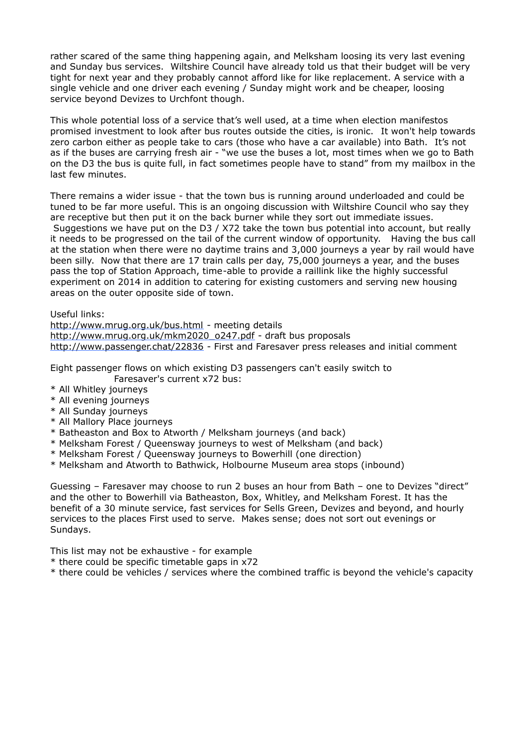rather scared of the same thing happening again, and Melksham loosing its very last evening and Sunday bus services. Wiltshire Council have already told us that their budget will be very tight for next year and they probably cannot afford like for like replacement. A service with a single vehicle and one driver each evening / Sunday might work and be cheaper, loosing service beyond Devizes to Urchfont though.

This whole potential loss of a service that's well used, at a time when election manifestos promised investment to look after bus routes outside the cities, is ironic. It won't help towards zero carbon either as people take to cars (those who have a car available) into Bath. It's not as if the buses are carrying fresh air - "we use the buses a lot, most times when we go to Bath on the D3 the bus is quite full, in fact sometimes people have to stand" from my mailbox in the last few minutes.

There remains a wider issue - that the town bus is running around underloaded and could be tuned to be far more useful. This is an ongoing discussion with Wiltshire Council who say they are receptive but then put it on the back burner while they sort out immediate issues. Suggestions we have put on the D3 / X72 take the town bus potential into account, but really it needs to be progressed on the tail of the current window of opportunity. Having the bus call at the station when there were no daytime trains and 3,000 journeys a year by rail would have been silly. Now that there are 17 train calls per day, 75,000 journeys a year, and the buses pass the top of Station Approach, time-able to provide a raillink like the highly successful experiment on 2014 in addition to catering for existing customers and serving new housing areas on the outer opposite side of town.

Useful links:
http://www.mrug.org.uk/bus.html - meeting details
http://www.mrug.org.uk/mkm2020_o247.pdf - draft bus proposals
http://www.passenger.chat/22836 - First and Faresaver press releases and initial comment

Eight passenger flows on which existing D3 passengers can't easily switch to Faresaver's current x72 bus:

* All Whitley journeys
* All evening journeys
* All Sunday journeys
* All Mallory Place journeys
* Batheaston and Box to Atworth / Melksham journeys (and back)
* Melksham Forest / Queensway journeys to west of Melksham (and back)
* Melksham Forest / Queensway journeys to Bowerhill (one direction)
* Melksham and Atworth to Bathwick, Holbourne Museum area stops (inbound)

Guessing – Faresaver may choose to run 2 buses an hour from Bath – one to Devizes "direct" and the other to Bowerhill via Batheaston, Box, Whitley, and Melksham Forest. It has the benefit of a 30 minute service, fast services for Sells Green, Devizes and beyond, and hourly services to the places First used to serve. Makes sense; does not sort out evenings or Sundays.

This list may not be exhaustive - for example

* there could be specific timetable gaps in x72
* there could be vehicles / services where the combined traffic is beyond the vehicle's capacity